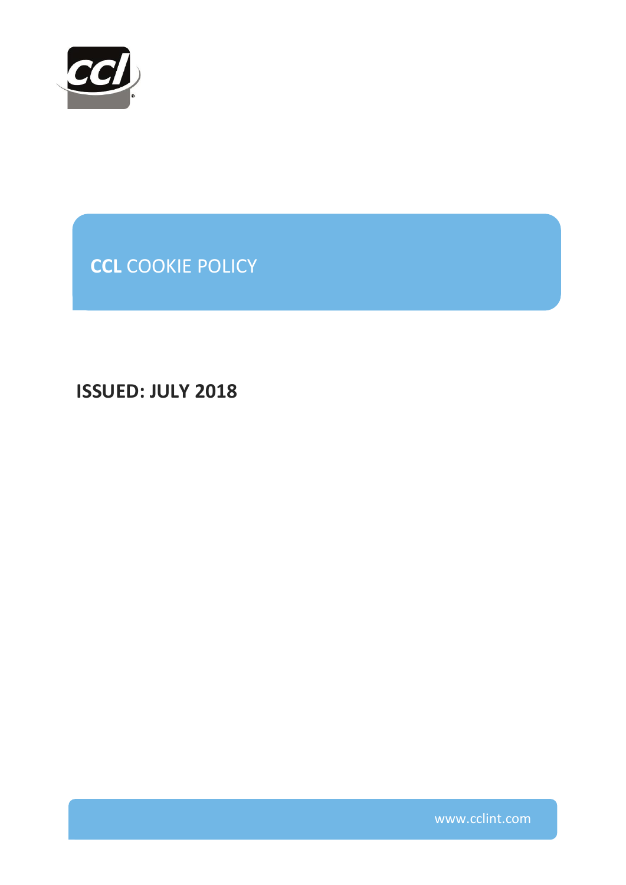# **CCL** COOKIE POLICY

**ISSUED: JULY 2018**

www.cclint.com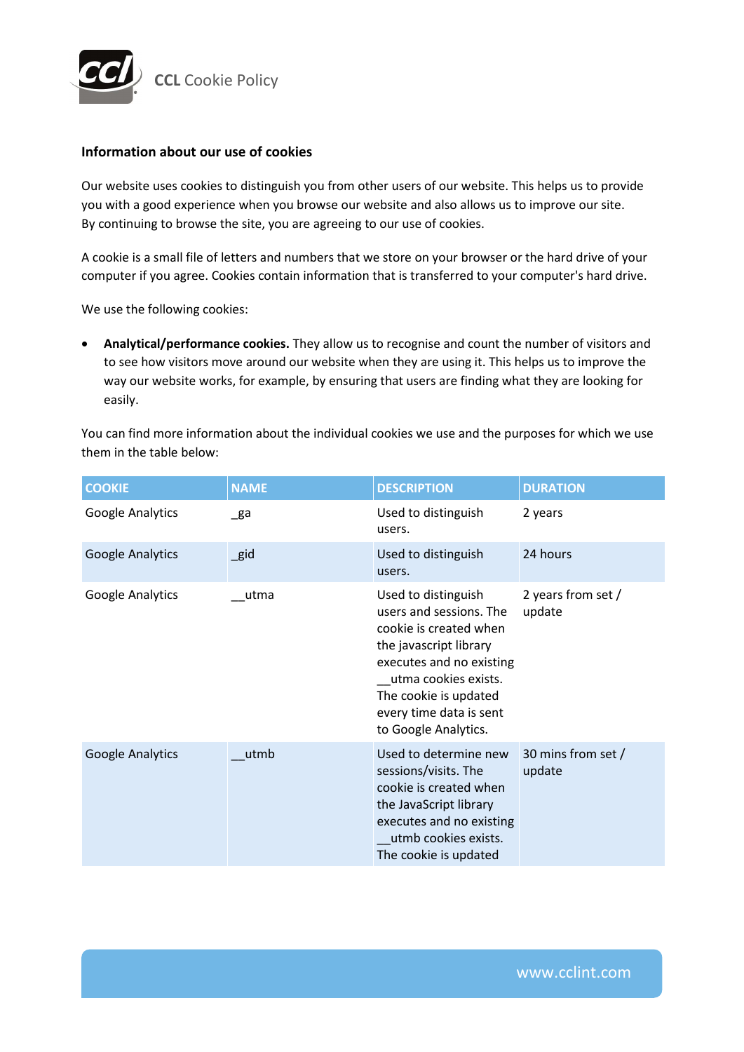**Information about our use of cookies**

Our website uses cookies to distinguish you from other users of our website. This helps us to provide you with a good experience when you browse our website and also allows us to improve our site. By continuing to browse the site, you are agreeing to our use of cookies.

A cookie is a small file of letters and numbers that we store on your browser or the hard drive of your computer if you agree. Cookies contain information that is transferred to your computer's hard drive.

We use the following cookies:

- **Analytical/performance cookies.** They allow us to recognise and count the number of visitors and to see how visitors move around our website when they are using it. This helps us to improve the way our website works, for example, by ensuring that users are finding what they are looking for easily.

You can find more information about the individual cookies we use and the purposes for which we use them in the table below:

| COOKIE | NAME | DESCRIPTION | DURATION |
|---|---|---|---|
| Google Analytics | _ga | Used to distinguish users. | 2 years |
| Google Analytics | _gid | Used to distinguish users. | 24 hours |
| Google Analytics | __utma | Used to distinguish users and sessions. The cookie is created when the javascript library executes and no existing __utma cookies exists. The cookie is updated every time data is sent to Google Analytics. | 2 years from set / update |
| Google Analytics | __utmb | Used to determine new sessions/visits. The cookie is created when the JavaScript library executes and no existing __utmb cookies exists. The cookie is updated | 30 mins from set / update |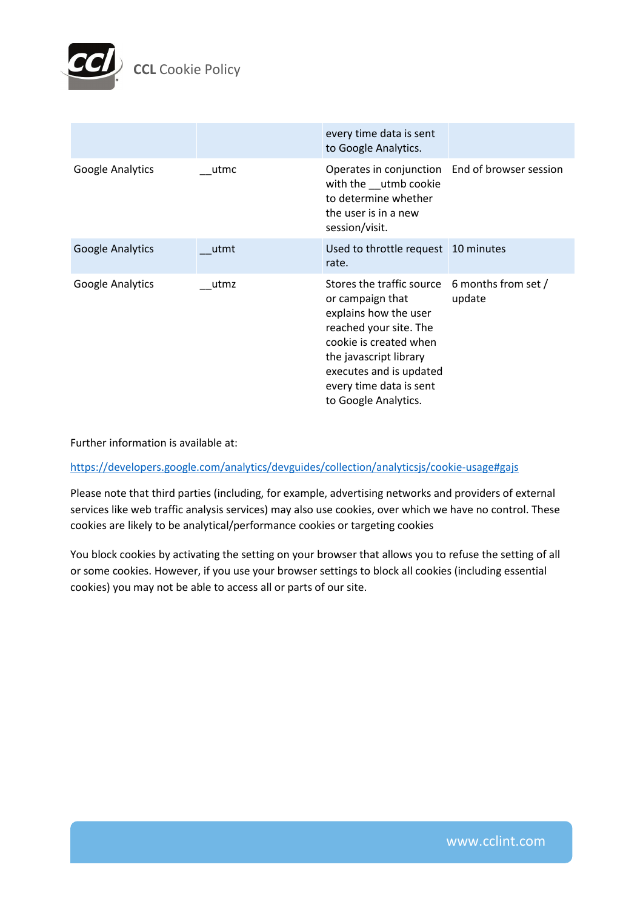| | | | |
|---|---|---|---|
| | | every time data is sent to Google Analytics. | |
| Google Analytics | __utmc | Operates in conjunction with the __utmb cookie to determine whether the user is in a new session/visit. | End of browser session |
| Google Analytics | __utmt | Used to throttle request rate. | 10 minutes |
| Google Analytics | __utmz | Stores the traffic source or campaign that explains how the user reached your site. The cookie is created when the javascript library executes and is updated every time data is sent to Google Analytics. | 6 months from set / update |

Further information is available at:

https://developers.google.com/analytics/devguides/collection/analyticsjs/cookie-usage#gajs

Please note that third parties (including, for example, advertising networks and providers of external services like web traffic analysis services) may also use cookies, over which we have no control. These cookies are likely to be analytical/performance cookies or targeting cookies

You block cookies by activating the setting on your browser that allows you to refuse the setting of all or some cookies. However, if you use your browser settings to block all cookies (including essential cookies) you may not be able to access all or parts of our site.